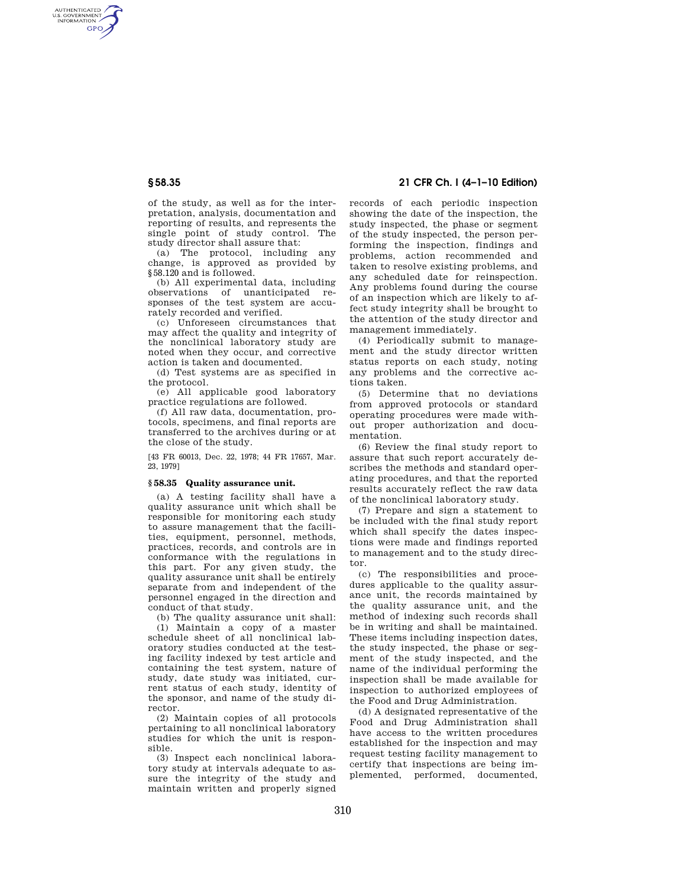of the study, as well as for the interpretation, analysis, documentation and reporting of results, and represents the single point of study control. The study director shall assure that:

(a) The protocol, including any change, is approved as provided by §58.120 and is followed.

(b) All experimental data, including observations of unanticipated responses of the test system are accurately recorded and verified.

(c) Unforeseen circumstances that may affect the quality and integrity of the nonclinical laboratory study are noted when they occur, and corrective action is taken and documented.

(d) Test systems are as specified in the protocol.

(e) All applicable good laboratory practice regulations are followed.

(f) All raw data, documentation, protocols, specimens, and final reports are transferred to the archives during or at the close of the study.

[43 FR 60013, Dec. 22, 1978; 44 FR 17657, Mar. 23, 1979]

### §58.35 Quality assurance unit.

(a) A testing facility shall have a quality assurance unit which shall be responsible for monitoring each study to assure management that the facilities, equipment, personnel, methods, practices, records, and controls are in conformance with the regulations in this part. For any given study, the quality assurance unit shall be entirely separate from and independent of the personnel engaged in the direction and conduct of that study.

(b) The quality assurance unit shall:

(1) Maintain a copy of a master schedule sheet of all nonclinical laboratory studies conducted at the testing facility indexed by test article and containing the test system, nature of study, date study was initiated, current status of each study, identity of the sponsor, and name of the study director.

(2) Maintain copies of all protocols pertaining to all nonclinical laboratory studies for which the unit is responsible.

(3) Inspect each nonclinical laboratory study at intervals adequate to assure the integrity of the study and maintain written and properly signed records of each periodic inspection showing the date of the inspection, the study inspected, the phase or segment of the study inspected, the person performing the inspection, findings and problems, action recommended and taken to resolve existing problems, and any scheduled date for reinspection. Any problems found during the course of an inspection which are likely to affect study integrity shall be brought to the attention of the study director and management immediately.

(4) Periodically submit to management and the study director written status reports on each study, noting any problems and the corrective actions taken.

(5) Determine that no deviations from approved protocols or standard operating procedures were made without proper authorization and documentation.

(6) Review the final study report to assure that such report accurately describes the methods and standard operating procedures, and that the reported results accurately reflect the raw data of the nonclinical laboratory study.

(7) Prepare and sign a statement to be included with the final study report which shall specify the dates inspections were made and findings reported to management and to the study director.

(c) The responsibilities and procedures applicable to the quality assurance unit, the records maintained by the quality assurance unit, and the method of indexing such records shall be in writing and shall be maintained. These items including inspection dates, the study inspected, the phase or segment of the study inspected, and the name of the individual performing the inspection shall be made available for inspection to authorized employees of the Food and Drug Administration.

(d) A designated representative of the Food and Drug Administration shall have access to the written procedures established for the inspection and may request testing facility management to certify that inspections are being implemented, performed, documented,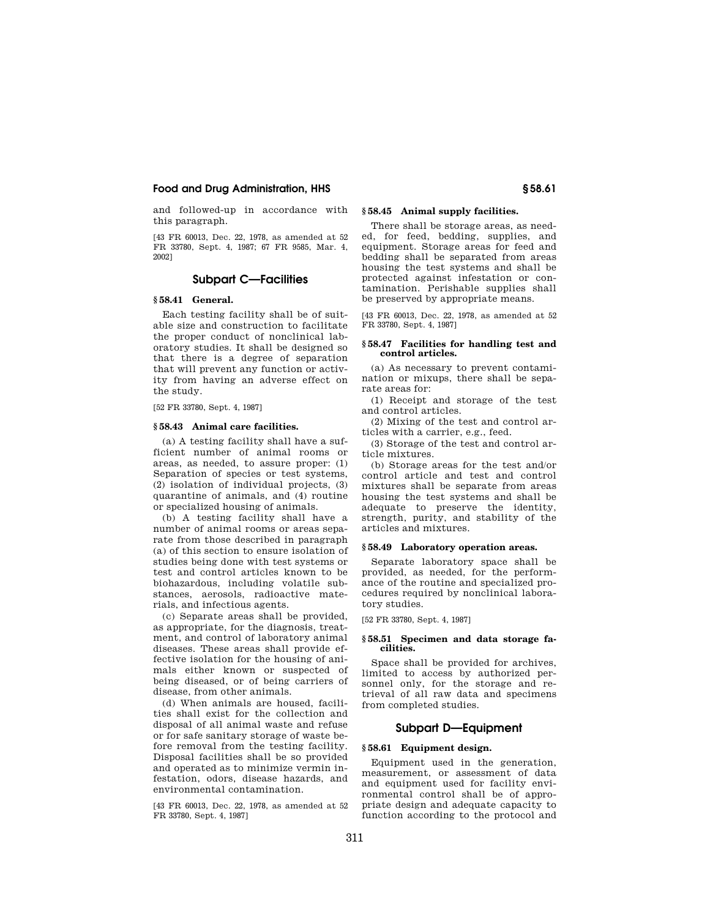and followed-up in accordance with this paragraph.

[43 FR 60013, Dec. 22, 1978, as amended at 52 FR 33780, Sept. 4, 1987; 67 FR 9585, Mar. 4, 2002]

## Subpart C—Facilities

### § 58.41 General.

Each testing facility shall be of suitable size and construction to facilitate the proper conduct of nonclinical laboratory studies. It shall be designed so that there is a degree of separation that will prevent any function or activity from having an adverse effect on the study.

[52 FR 33780, Sept. 4, 1987]

### § 58.43 Animal care facilities.

(a) A testing facility shall have a sufficient number of animal rooms or areas, as needed, to assure proper: (1) Separation of species or test systems, (2) isolation of individual projects, (3) quarantine of animals, and (4) routine or specialized housing of animals.

(b) A testing facility shall have a number of animal rooms or areas separate from those described in paragraph (a) of this section to ensure isolation of studies being done with test systems or test and control articles known to be biohazardous, including volatile substances, aerosols, radioactive materials, and infectious agents.

(c) Separate areas shall be provided, as appropriate, for the diagnosis, treatment, and control of laboratory animal diseases. These areas shall provide effective isolation for the housing of animals either known or suspected of being diseased, or of being carriers of disease, from other animals.

(d) When animals are housed, facilities shall exist for the collection and disposal of all animal waste and refuse or for safe sanitary storage of waste before removal from the testing facility. Disposal facilities shall be so provided and operated as to minimize vermin infestation, odors, disease hazards, and environmental contamination.

[43 FR 60013, Dec. 22, 1978, as amended at 52 FR 33780, Sept. 4, 1987]

### § 58.45 Animal supply facilities.

There shall be storage areas, as needed, for feed, bedding, supplies, and equipment. Storage areas for feed and bedding shall be separated from areas housing the test systems and shall be protected against infestation or contamination. Perishable supplies shall be preserved by appropriate means.

[43 FR 60013, Dec. 22, 1978, as amended at 52 FR 33780, Sept. 4, 1987]

### § 58.47 Facilities for handling test and control articles.

(a) As necessary to prevent contamination or mixups, there shall be separate areas for:

(1) Receipt and storage of the test and control articles.

(2) Mixing of the test and control articles with a carrier, e.g., feed.

(3) Storage of the test and control article mixtures.

(b) Storage areas for the test and/or control article and test and control mixtures shall be separate from areas housing the test systems and shall be adequate to preserve the identity, strength, purity, and stability of the articles and mixtures.

### § 58.49 Laboratory operation areas.

Separate laboratory space shall be provided, as needed, for the performance of the routine and specialized procedures required by nonclinical laboratory studies.

[52 FR 33780, Sept. 4, 1987]

### § 58.51 Specimen and data storage facilities.

Space shall be provided for archives, limited to access by authorized personnel only, for the storage and retrieval of all raw data and specimens from completed studies.

## Subpart D—Equipment

### § 58.61 Equipment design.

Equipment used in the generation, measurement, or assessment of data and equipment used for facility environmental control shall be of appropriate design and adequate capacity to function according to the protocol and